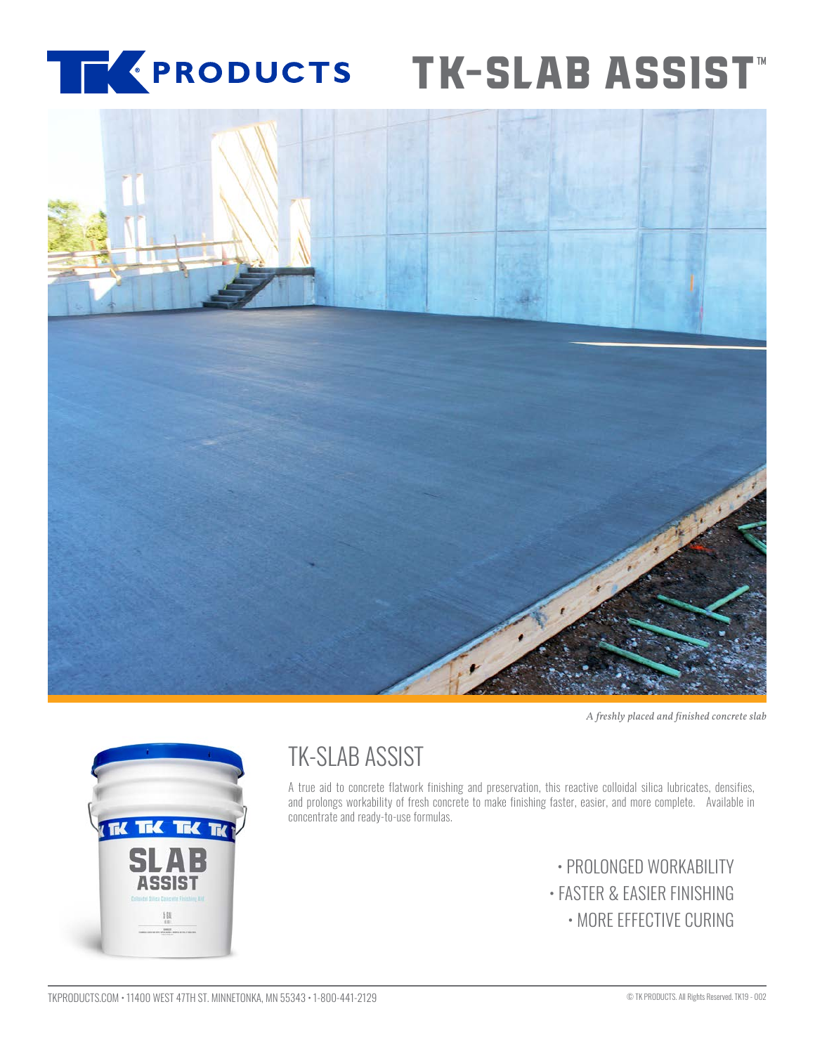# TK-SLAB ASSIST™

*A freshly placed and finished concrete slab*

## TK-SLAB ASSIST

A true aid to concrete flatwork finishing and preservation, this reactive colloidal silica lubricates, densifies, and prolongs workability of fresh concrete to make finishing faster, easier, and more complete. Available in concentrate and ready-to-use formulas.

- PROLONGED WORKABILITY
- FASTER & EASIER FINISHING
- MORE EFFECTIVE CURING

TKPRODUCTS.COM • 11400 WEST 47TH ST. MINNETONKA, MN 55343 • 1-800-441-2129

© TK PRODUCTS. All Rights Reserved. TK19 - 002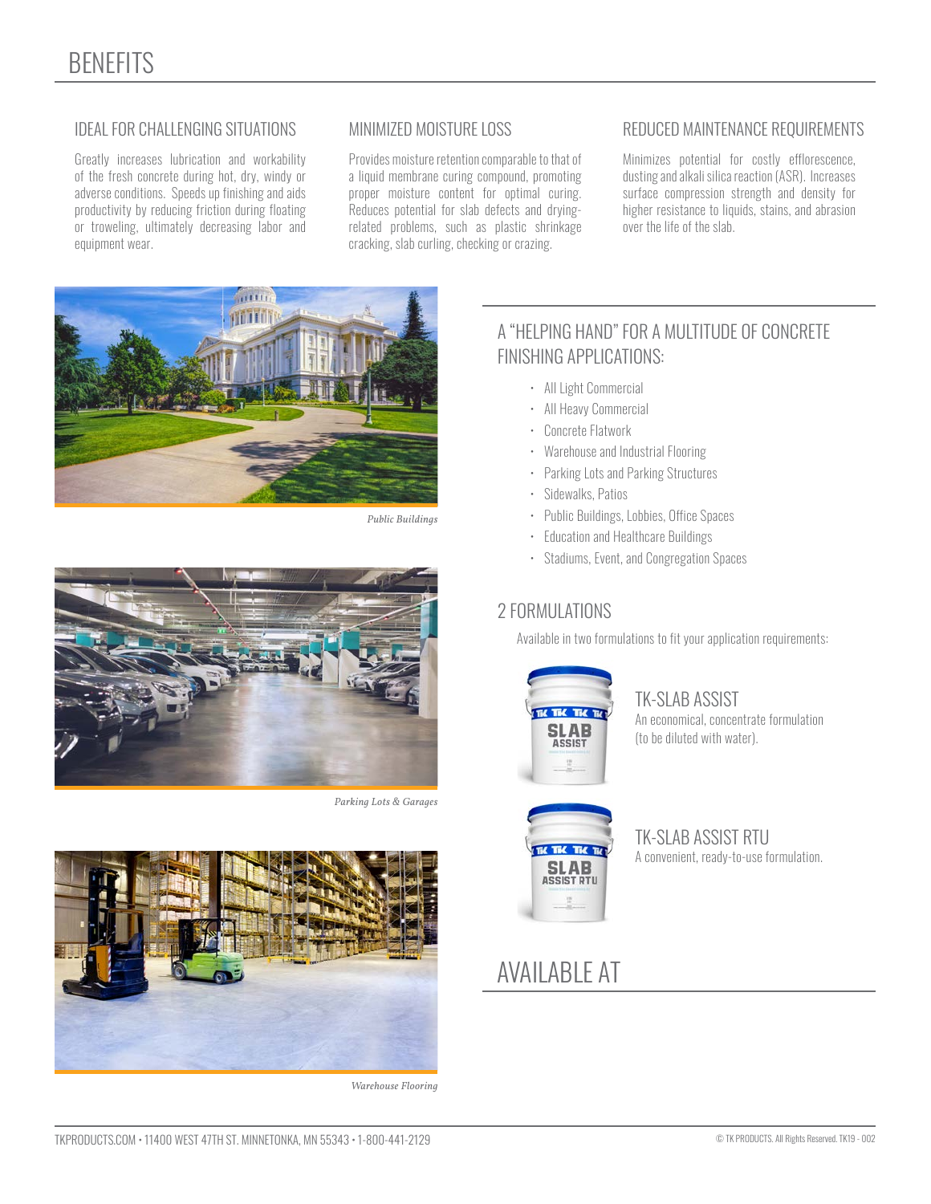# BENEFITS

### IDEAL FOR CHALLENGING SITUATIONS

Greatly increases lubrication and workability of the fresh concrete during hot, dry, windy or adverse conditions. Speeds up finishing and aids productivity by reducing friction during floating or troweling, ultimately decreasing labor and equipment wear.

### MINIMIZED MOISTURE LOSS

Provides moisture retention comparable to that of a liquid membrane curing compound, promoting proper moisture content for optimal curing. Reduces potential for slab defects and drying-related problems, such as plastic shrinkage cracking, slab curling, checking or crazing.

### REDUCED MAINTENANCE REQUIREMENTS

Minimizes potential for costly efflorescence, dusting and alkali silica reaction (ASR). Increases surface compression strength and density for higher resistance to liquids, stains, and abrasion over the life of the slab.

*Public Buildings*

*Parking Lots & Garages*

*Warehouse Flooring*

## A "HELPING HAND" FOR A MULTITUDE OF CONCRETE FINISHING APPLICATIONS:

- All Light Commercial
- All Heavy Commercial
- Concrete Flatwork
- Warehouse and Industrial Flooring
- Parking Lots and Parking Structures
- Sidewalks, Patios
- Public Buildings, Lobbies, Office Spaces
- Education and Healthcare Buildings
- Stadiums, Event, and Congregation Spaces

## 2 FORMULATIONS

Available in two formulations to fit your application requirements:

### TK-SLAB ASSIST

An economical, concentrate formulation (to be diluted with water).

### TK-SLAB ASSIST RTU

A convenient, ready-to-use formulation.

## AVAILABLE AT

TKPRODUCTS.COM • 11400 WEST 47TH ST. MINNETONKA, MN 55343 • 1-800-441-2129

© TK PRODUCTS. All Rights Reserved. TK19 - 002